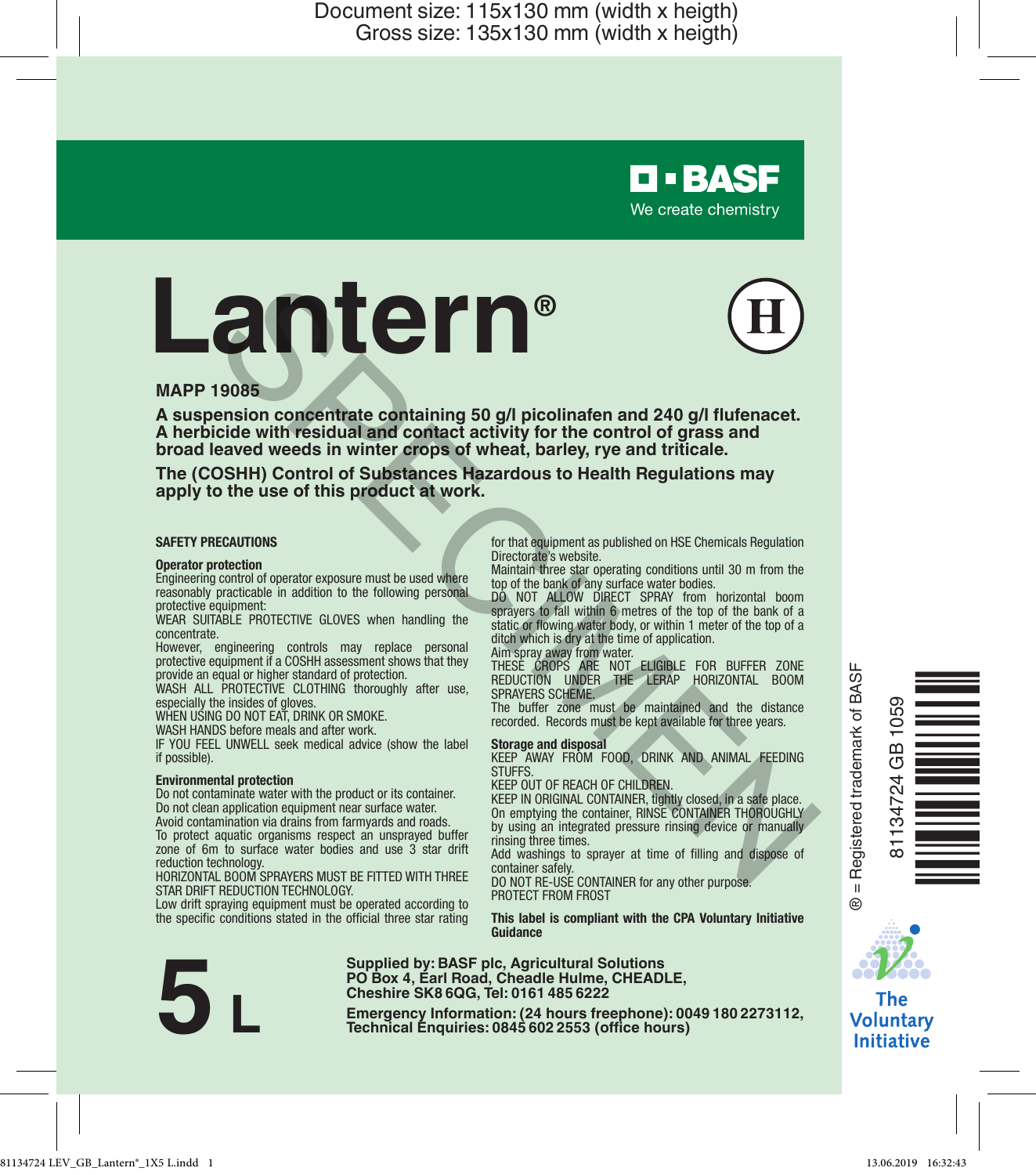Document size: 115x130 mm (width x heigth)
Gross size: 135x130 mm (width x heigth)

BASF
We create chemistry

# Lantern®

(H)

**MAPP 19085**

**A suspension concentrate containing 50 g/l picolinafen and 240 g/l flufenacet. A herbicide with residual and contact activity for the control of grass and broad leaved weeds in winter crops of wheat, barley, rye and triticale.**

**The (COSHH) Control of Substances Hazardous to Health Regulations may apply to the use of this product at work.**

SPECIMEN

## SAFETY PRECAUTIONS

### Operator protection

Engineering control of operator exposure must be used where reasonably practicable in addition to the following personal protective equipment:

WEAR SUITABLE PROTECTIVE GLOVES when handling the concentrate.

However, engineering controls may replace personal protective equipment if a COSHH assessment shows that they provide an equal or higher standard of protection.

WASH ALL PROTECTIVE CLOTHING thoroughly after use, especially the insides of gloves.

WHEN USING DO NOT EAT, DRINK OR SMOKE.

WASH HANDS before meals and after work.

IF YOU FEEL UNWELL seek medical advice (show the label if possible).

### Environmental protection

Do not contaminate water with the product or its container.

Do not clean application equipment near surface water.

Avoid contamination via drains from farmyards and roads.

To protect aquatic organisms respect an unsprayed buffer zone of 6m to surface water bodies and use 3 star drift reduction technology.

HORIZONTAL BOOM SPRAYERS MUST BE FITTED WITH THREE STAR DRIFT REDUCTION TECHNOLOGY.

Low drift spraying equipment must be operated according to the specific conditions stated in the official three star rating for that equipment as published on HSE Chemicals Regulation Directorate's website.

Maintain three star operating conditions until 30 m from the top of the bank of any surface water bodies.

DO NOT ALLOW DIRECT SPRAY from horizontal boom sprayers to fall within 6 metres of the top of the bank of a static or flowing water body, or within 1 meter of the top of a ditch which is dry at the time of application.

Aim spray away from water.

THESE CROPS ARE NOT ELIGIBLE FOR BUFFER ZONE REDUCTION UNDER THE LERAP HORIZONTAL BOOM SPRAYERS SCHEME.

The buffer zone must be maintained and the distance recorded. Records must be kept available for three years.

### Storage and disposal

KEEP AWAY FROM FOOD, DRINK AND ANIMAL FEEDING STUFFS.

KEEP OUT OF REACH OF CHILDREN.

KEEP IN ORIGINAL CONTAINER, tightly closed, in a safe place.

On emptying the container, RINSE CONTAINER THOROUGHLY by using an integrated pressure rinsing device or manually rinsing three times.

Add washings to sprayer at time of filling and dispose of container safely.

DO NOT RE-USE CONTAINER for any other purpose.

PROTECT FROM FROST

**This label is compliant with the CPA Voluntary Initiative Guidance**

® = Registered trademark of BASF

81134724 GB 1059

The Voluntary Initiative

# 5 L

**Supplied by: BASF plc, Agricultural Solutions**
**PO Box 4, Earl Road, Cheadle Hulme, CHEADLE,**
**Cheshire SK8 6QG, Tel: 0161 485 6222**

**Emergency Information: (24 hours freephone): 0049 180 2273112,**
**Technical Enquiries: 0845 602 2553 (office hours)**

81134724 LEV_GB_Lantern®_1X5 L.indd 1 13.06.2019 16:32:43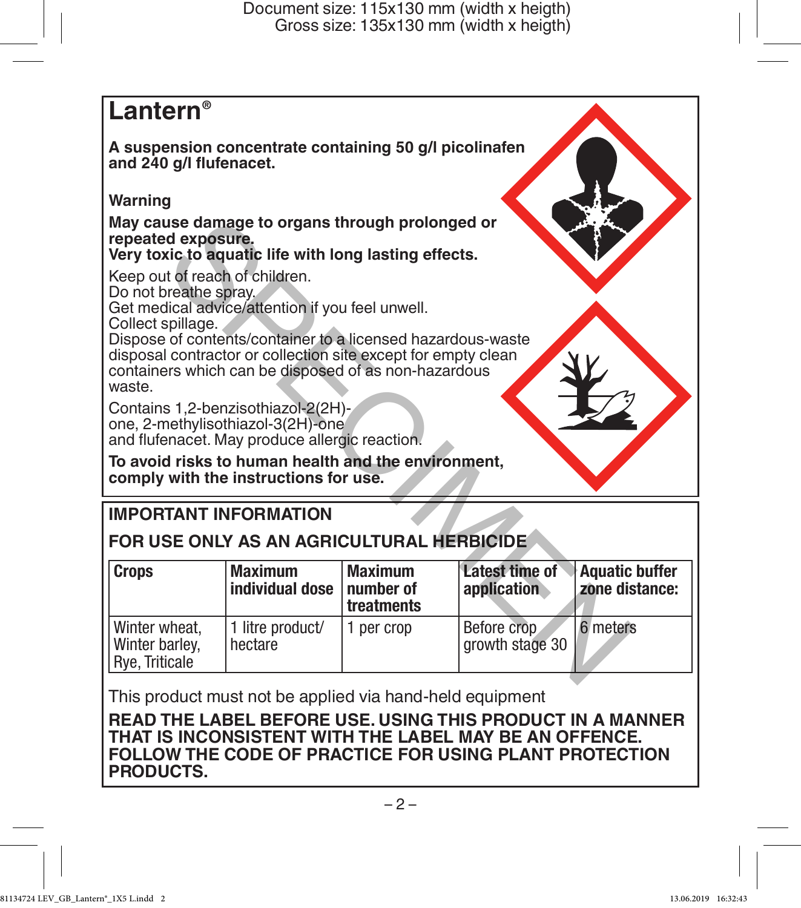# Lantern®

**A suspension concentrate containing 50 g/l picolinafen and 240 g/l flufenacet.**

**Warning**

**May cause damage to organs through prolonged or repeated exposure.**
**Very toxic to aquatic life with long lasting effects.**

Keep out of reach of children.
Do not breathe spray.
Get medical advice/attention if you feel unwell.
Collect spillage.
Dispose of contents/container to a licensed hazardous-waste disposal contractor or collection site except for empty clean containers which can be disposed of as non-hazardous waste.

Contains 1,2-benzisothiazol-2(2H)-one, 2-methylisothiazol-3(2H)-one and flufenacet. May produce allergic reaction.

**To avoid risks to human health and the environment, comply with the instructions for use.**

## IMPORTANT INFORMATION

## FOR USE ONLY AS AN AGRICULTURAL HERBICIDE

| Crops | Maximum individual dose | Maximum number of treatments | Latest time of application | Aquatic buffer zone distance: |
|---|---|---|---|---|
| Winter wheat, Winter barley, Rye, Triticale | 1 litre product/ hectare | 1 per crop | Before crop growth stage 30 | 6 meters |

This product must not be applied via hand-held equipment

**READ THE LABEL BEFORE USE. USING THIS PRODUCT IN A MANNER THAT IS INCONSISTENT WITH THE LABEL MAY BE AN OFFENCE. FOLLOW THE CODE OF PRACTICE FOR USING PLANT PROTECTION PRODUCTS.**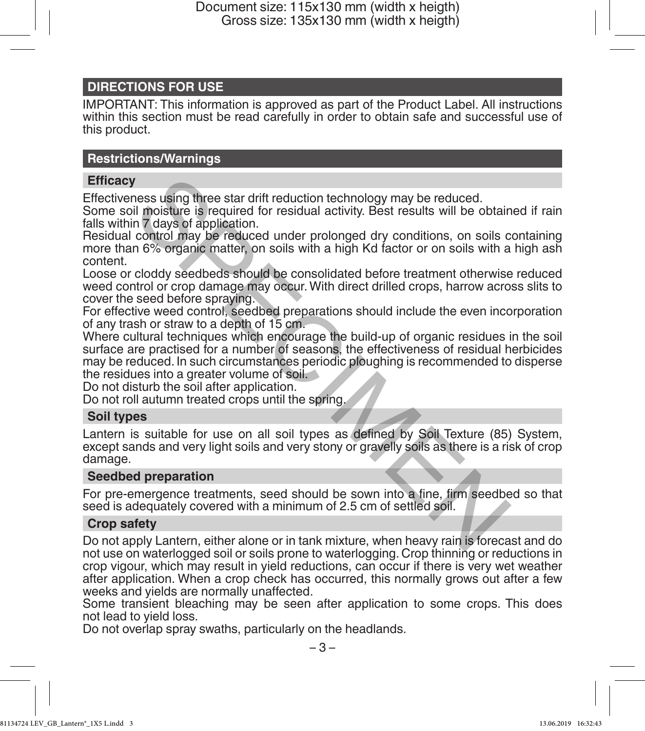## DIRECTIONS FOR USE

IMPORTANT: This information is approved as part of the Product Label. All instructions within this section must be read carefully in order to obtain safe and successful use of this product.

## Restrictions/Warnings

### Efficacy

Effectiveness using three star drift reduction technology may be reduced.

Some soil moisture is required for residual activity. Best results will be obtained if rain falls within 7 days of application.

Residual control may be reduced under prolonged dry conditions, on soils containing more than 6% organic matter, on soils with a high Kd factor or on soils with a high ash content.

Loose or cloddy seedbeds should be consolidated before treatment otherwise reduced weed control or crop damage may occur. With direct drilled crops, harrow across slits to cover the seed before spraying.

For effective weed control, seedbed preparations should include the even incorporation of any trash or straw to a depth of 15 cm.

Where cultural techniques which encourage the build-up of organic residues in the soil surface are practised for a number of seasons, the effectiveness of residual herbicides may be reduced. In such circumstances periodic ploughing is recommended to disperse the residues into a greater volume of soil.

Do not disturb the soil after application.

Do not roll autumn treated crops until the spring.

### Soil types

Lantern is suitable for use on all soil types as defined by Soil Texture (85) System, except sands and very light soils and very stony or gravelly soils as there is a risk of crop damage.

### Seedbed preparation

For pre-emergence treatments, seed should be sown into a fine, firm seedbed so that seed is adequately covered with a minimum of 2.5 cm of settled soil.

### Crop safety

Do not apply Lantern, either alone or in tank mixture, when heavy rain is forecast and do not use on waterlogged soil or soils prone to waterlogging. Crop thinning or reductions in crop vigour, which may result in yield reductions, can occur if there is very wet weather after application. When a crop check has occurred, this normally grows out after a few weeks and yields are normally unaffected.

Some transient bleaching may be seen after application to some crops. This does not lead to yield loss.

Do not overlap spray swaths, particularly on the headlands.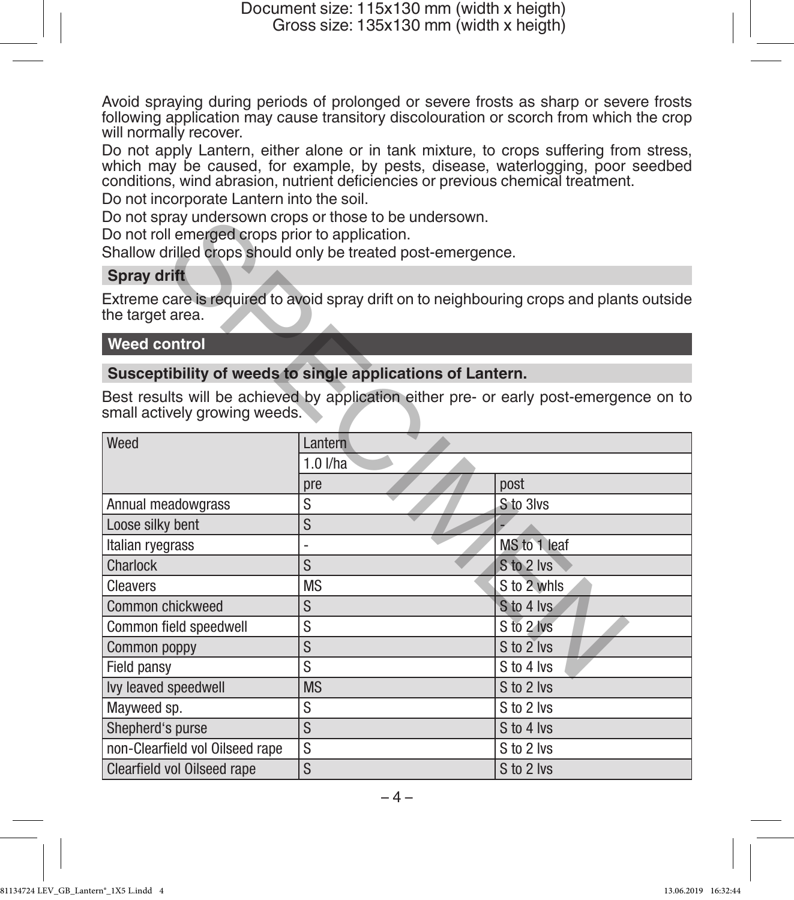Avoid spraying during periods of prolonged or severe frosts as sharp or severe frosts following application may cause transitory discolouration or scorch from which the crop will normally recover.

Do not apply Lantern, either alone or in tank mixture, to crops suffering from stress, which may be caused, for example, by pests, disease, waterlogging, poor seedbed conditions, wind abrasion, nutrient deficiencies or previous chemical treatment.

Do not incorporate Lantern into the soil.

Do not spray undersown crops or those to be undersown.

Do not roll emerged crops prior to application.

Shallow drilled crops should only be treated post-emergence.

## Spray drift

Extreme care is required to avoid spray drift on to neighbouring crops and plants outside the target area.

## Weed control

### Susceptibility of weeds to single applications of Lantern.

Best results will be achieved by application either pre- or early post-emergence on to small actively growing weeds.

| Weed | Lantern | |
|---|---|---|
| | 1.0 l/ha | |
| | pre | post |
| Annual meadowgrass | S | S to 3lvs |
| Loose silky bent | S | - |
| Italian ryegrass | - | MS to 1 leaf |
| Charlock | S | S to 2 lvs |
| Cleavers | MS | S to 2 whls |
| Common chickweed | S | S to 4 lvs |
| Common field speedwell | S | S to 2 lvs |
| Common poppy | S | S to 2 lvs |
| Field pansy | S | S to 4 lvs |
| Ivy leaved speedwell | MS | S to 2 lvs |
| Mayweed sp. | S | S to 2 lvs |
| Shepherd's purse | S | S to 4 lvs |
| non-Clearfield vol Oilseed rape | S | S to 2 lvs |
| Clearfield vol Oilseed rape | S | S to 2 lvs |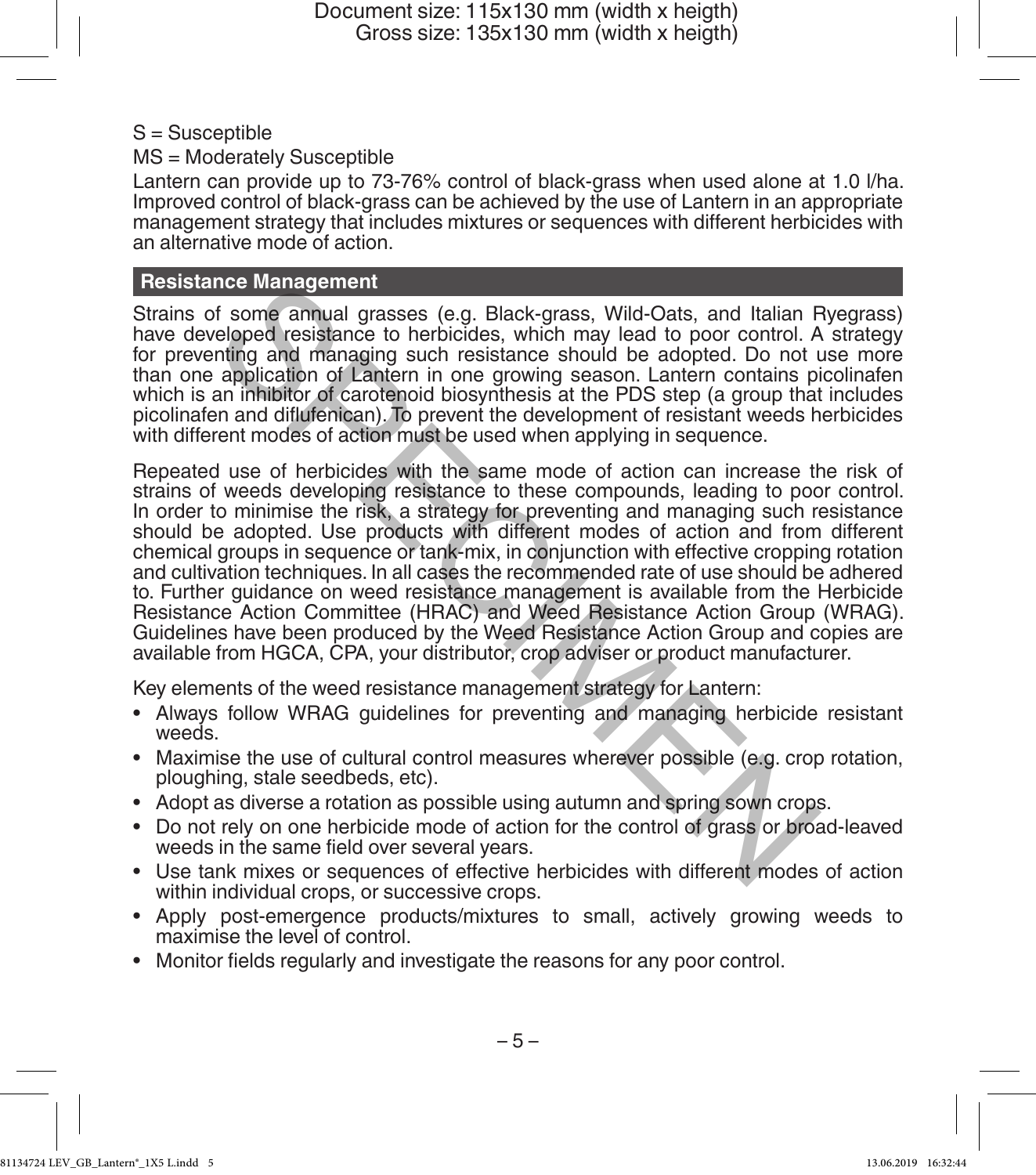S = Susceptible

MS = Moderately Susceptible

Lantern can provide up to 73-76% control of black-grass when used alone at 1.0 l/ha. Improved control of black-grass can be achieved by the use of Lantern in an appropriate management strategy that includes mixtures or sequences with different herbicides with an alternative mode of action.

## Resistance Management

Strains of some annual grasses (e.g. Black-grass, Wild-Oats, and Italian Ryegrass) have developed resistance to herbicides, which may lead to poor control. A strategy for preventing and managing such resistance should be adopted. Do not use more than one application of Lantern in one growing season. Lantern contains picolinafen which is an inhibitor of carotenoid biosynthesis at the PDS step (a group that includes picolinafen and diflufenican). To prevent the development of resistant weeds herbicides with different modes of action must be used when applying in sequence.

Repeated use of herbicides with the same mode of action can increase the risk of strains of weeds developing resistance to these compounds, leading to poor control. In order to minimise the risk, a strategy for preventing and managing such resistance should be adopted. Use products with different modes of action and from different chemical groups in sequence or tank-mix, in conjunction with effective cropping rotation and cultivation techniques. In all cases the recommended rate of use should be adhered to. Further guidance on weed resistance management is available from the Herbicide Resistance Action Committee (HRAC) and Weed Resistance Action Group (WRAG). Guidelines have been produced by the Weed Resistance Action Group and copies are available from HGCA, CPA, your distributor, crop adviser or product manufacturer.

Key elements of the weed resistance management strategy for Lantern:

- Always follow WRAG guidelines for preventing and managing herbicide resistant weeds.
- Maximise the use of cultural control measures wherever possible (e.g. crop rotation, ploughing, stale seedbeds, etc).
- Adopt as diverse a rotation as possible using autumn and spring sown crops.
- Do not rely on one herbicide mode of action for the control of grass or broad-leaved weeds in the same field over several years.
- Use tank mixes or sequences of effective herbicides with different modes of action within individual crops, or successive crops.
- Apply post-emergence products/mixtures to small, actively growing weeds to maximise the level of control.
- Monitor fields regularly and investigate the reasons for any poor control.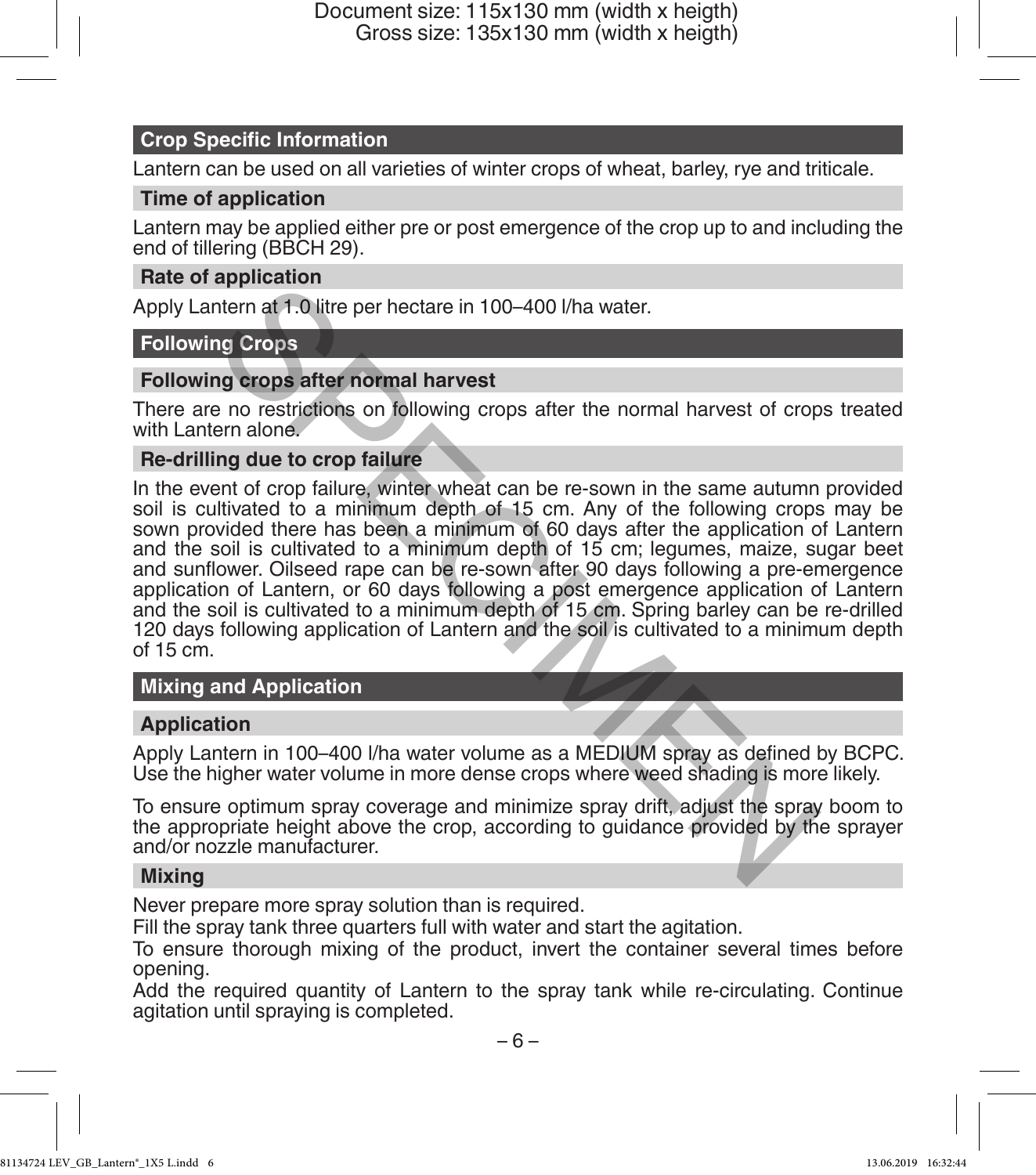## Crop Specific Information

Lantern can be used on all varieties of winter crops of wheat, barley, rye and triticale.

### Time of application

Lantern may be applied either pre or post emergence of the crop up to and including the end of tillering (BBCH 29).

### Rate of application

Apply Lantern at 1.0 litre per hectare in 100–400 l/ha water.

## Following Crops

### Following crops after normal harvest

There are no restrictions on following crops after the normal harvest of crops treated with Lantern alone.

### Re-drilling due to crop failure

In the event of crop failure, winter wheat can be re-sown in the same autumn provided soil is cultivated to a minimum depth of 15 cm. Any of the following crops may be sown provided there has been a minimum of 60 days after the application of Lantern and the soil is cultivated to a minimum depth of 15 cm; legumes, maize, sugar beet and sunflower. Oilseed rape can be re-sown after 90 days following a pre-emergence application of Lantern, or 60 days following a post emergence application of Lantern and the soil is cultivated to a minimum depth of 15 cm. Spring barley can be re-drilled 120 days following application of Lantern and the soil is cultivated to a minimum depth of 15 cm.

## Mixing and Application

### Application

Apply Lantern in 100–400 l/ha water volume as a MEDIUM spray as defined by BCPC. Use the higher water volume in more dense crops where weed shading is more likely.

To ensure optimum spray coverage and minimize spray drift, adjust the spray boom to the appropriate height above the crop, according to guidance provided by the sprayer and/or nozzle manufacturer.

### Mixing

Never prepare more spray solution than is required.
Fill the spray tank three quarters full with water and start the agitation.
To ensure thorough mixing of the product, invert the container several times before opening.
Add the required quantity of Lantern to the spray tank while re-circulating. Continue agitation until spraying is completed.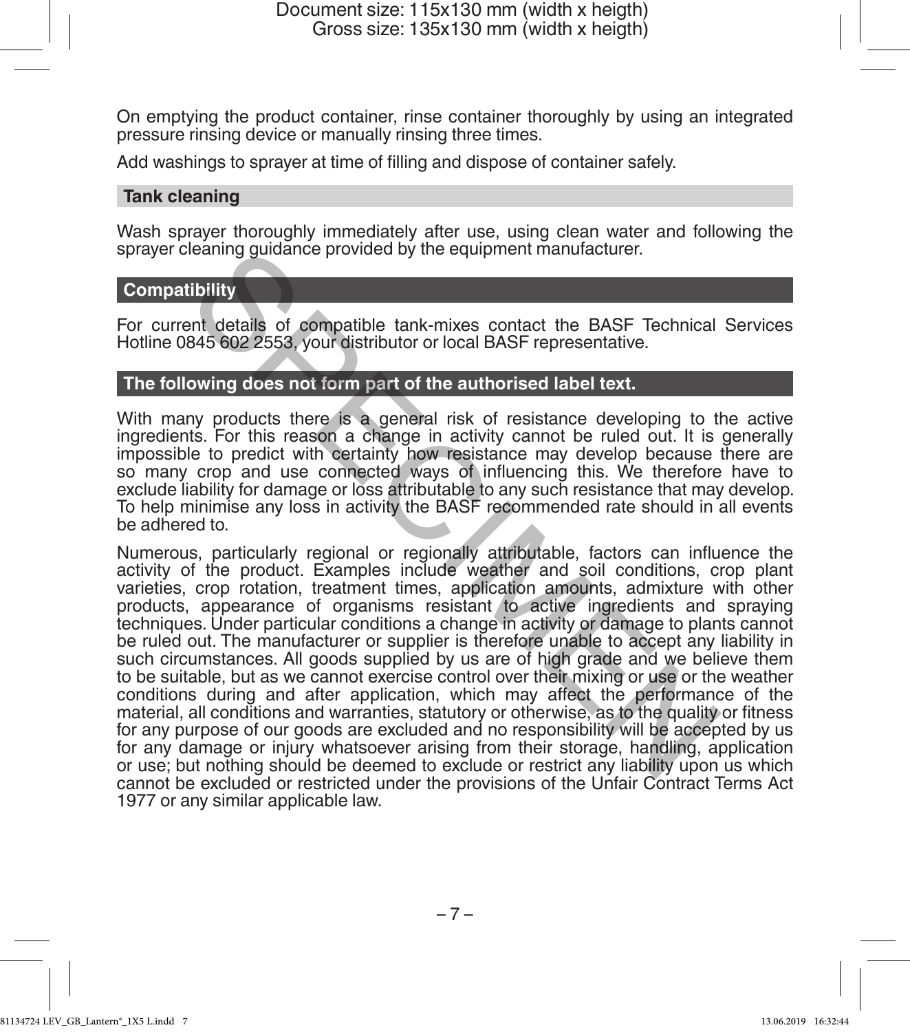On emptying the product container, rinse container thoroughly by using an integrated pressure rinsing device or manually rinsing three times.

Add washings to sprayer at time of filling and dispose of container safely.

## Tank cleaning

Wash sprayer thoroughly immediately after use, using clean water and following the sprayer cleaning guidance provided by the equipment manufacturer.

## Compatibility

For current details of compatible tank-mixes contact the BASF Technical Services Hotline 0845 602 2553, your distributor or local BASF representative.

## The following does not form part of the authorised label text.

With many products there is a general risk of resistance developing to the active ingredients. For this reason a change in activity cannot be ruled out. It is generally impossible to predict with certainty how resistance may develop because there are so many crop and use connected ways of influencing this. We therefore have to exclude liability for damage or loss attributable to any such resistance that may develop. To help minimise any loss in activity the BASF recommended rate should in all events be adhered to.

Numerous, particularly regional or regionally attributable, factors can influence the activity of the product. Examples include weather and soil conditions, crop plant varieties, crop rotation, treatment times, application amounts, admixture with other products, appearance of organisms resistant to active ingredients and spraying techniques. Under particular conditions a change in activity or damage to plants cannot be ruled out. The manufacturer or supplier is therefore unable to accept any liability in such circumstances. All goods supplied by us are of high grade and we believe them to be suitable, but as we cannot exercise control over their mixing or use or the weather conditions during and after application, which may affect the performance of the material, all conditions and warranties, statutory or otherwise, as to the quality or fitness for any purpose of our goods are excluded and no responsibility will be accepted by us for any damage or injury whatsoever arising from their storage, handling, application or use; but nothing should be deemed to exclude or restrict any liability upon us which cannot be excluded or restricted under the provisions of the Unfair Contract Terms Act 1977 or any similar applicable law.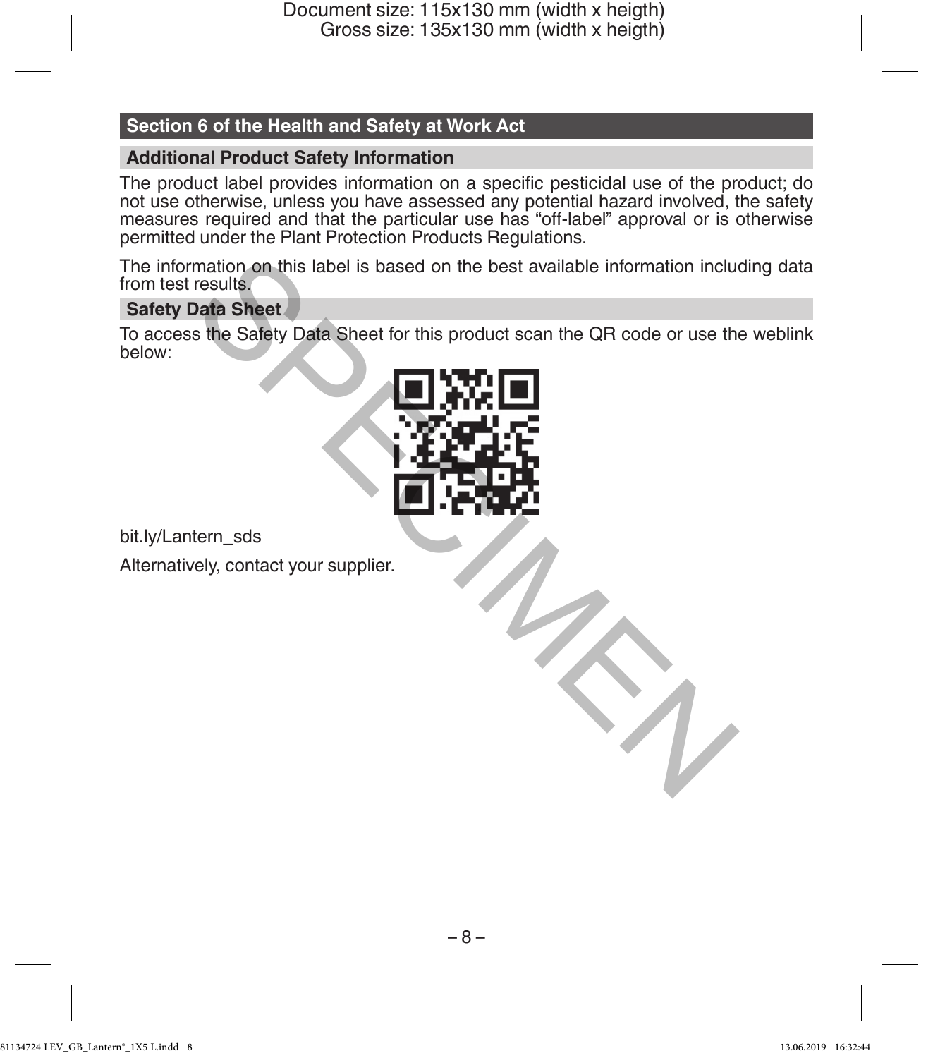## Section 6 of the Health and Safety at Work Act

### Additional Product Safety Information

The product label provides information on a specific pesticidal use of the product; do not use otherwise, unless you have assessed any potential hazard involved, the safety measures required and that the particular use has "off-label" approval or is otherwise permitted under the Plant Protection Products Regulations.

The information on this label is based on the best available information including data from test results.

### Safety Data Sheet

To access the Safety Data Sheet for this product scan the QR code or use the weblink below:

bit.ly/Lantern_sds

Alternatively, contact your supplier.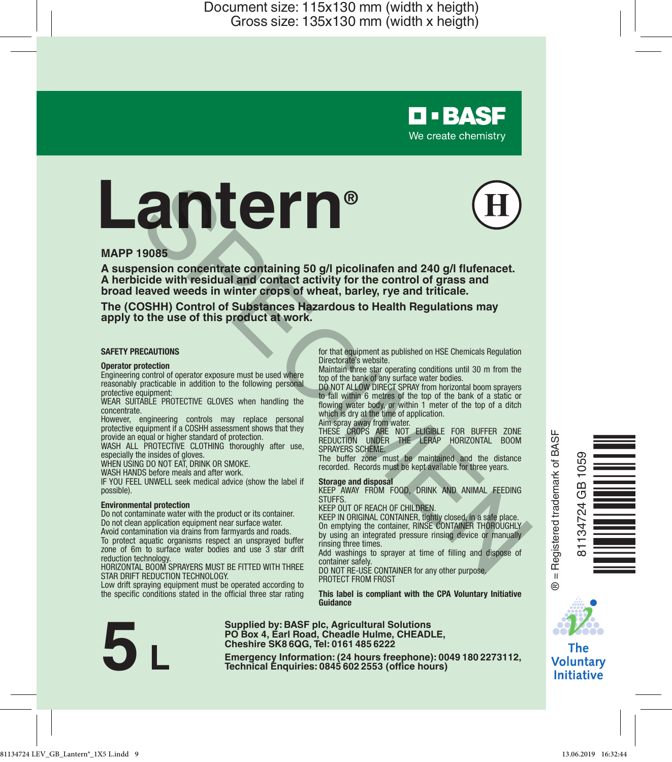Document size: 115x130 mm (width x heigth)
Gross size: 135x130 mm (width x heigth)

BASF
We create chemistry

# Lantern®

H

**MAPP 19085**

**A suspension concentrate containing 50 g/l picolinafen and 240 g/l flufenacet. A herbicide with residual and contact activity for the control of grass and broad leaved weeds in winter crops of wheat, barley, rye and triticale.**

**The (COSHH) Control of Substances Hazardous to Health Regulations may apply to the use of this product at work.**

SPECIMEN

## SAFETY PRECAUTIONS

### Operator protection

Engineering control of operator exposure must be used where reasonably practicable in addition to the following personal protective equipment:

WEAR SUITABLE PROTECTIVE GLOVES when handling the concentrate.

However, engineering controls may replace personal protective equipment if a COSHH assessment shows that they provide an equal or higher standard of protection.

WASH ALL PROTECTIVE CLOTHING thoroughly after use, especially the insides of gloves.

WHEN USING DO NOT EAT, DRINK OR SMOKE.

WASH HANDS before meals and after work.

IF YOU FEEL UNWELL seek medical advice (show the label if possible).

### Environmental protection

Do not contaminate water with the product or its container.

Do not clean application equipment near surface water.

Avoid contamination via drains from farmyards and roads.

To protect aquatic organisms respect an unsprayed buffer zone of 6m to surface water bodies and use 3 star drift reduction technology.

HORIZONTAL BOOM SPRAYERS MUST BE FITTED WITH THREE STAR DRIFT REDUCTION TECHNOLOGY.

Low drift spraying equipment must be operated according to the specific conditions stated in the official three star rating for that equipment as published on HSE Chemicals Regulation Directorate's website.

Maintain three star operating conditions until 30 m from the top of the bank of any surface water bodies.

DO NOT ALLOW DIRECT SPRAY from horizontal boom sprayers to fall within 6 metres of the top of the bank of a static or flowing water body, or within 1 meter of the top of a ditch which is dry at the time of application.

Aim spray away from water.

THESE CROPS ARE NOT ELIGIBLE FOR BUFFER ZONE REDUCTION UNDER THE LERAP HORIZONTAL BOOM SPRAYERS SCHEME.

The buffer zone must be maintained and the distance recorded. Records must be kept available for three years.

### Storage and disposal

KEEP AWAY FROM FOOD, DRINK AND ANIMAL FEEDING STUFFS.

KEEP OUT OF REACH OF CHILDREN.

KEEP IN ORIGINAL CONTAINER, tightly closed, in a safe place.

On emptying the container, RINSE CONTAINER THOROUGHLY by using an integrated pressure rinsing device or manually rinsing three times.

Add washings to sprayer at time of filling and dispose of container safely.

DO NOT RE-USE CONTAINER for any other purpose.

PROTECT FROM FROST

**This label is compliant with the CPA Voluntary Initiative Guidance**

# 5 L

**Supplied by: BASF plc, Agricultural Solutions**
**PO Box 4, Earl Road, Cheadle Hulme, CHEADLE, Cheshire SK8 6QG, Tel: 0161 485 6222**

**Emergency Information: (24 hours freephone): 0049 180 2273112, Technical Enquiries: 0845 602 2553 (office hours)**

® = Registered trademark of BASF

81134724 GB 1059

The Voluntary Initiative

81134724 LEV_GB_Lantern®_1X5 L.indd 9 13.06.2019 16:32:44